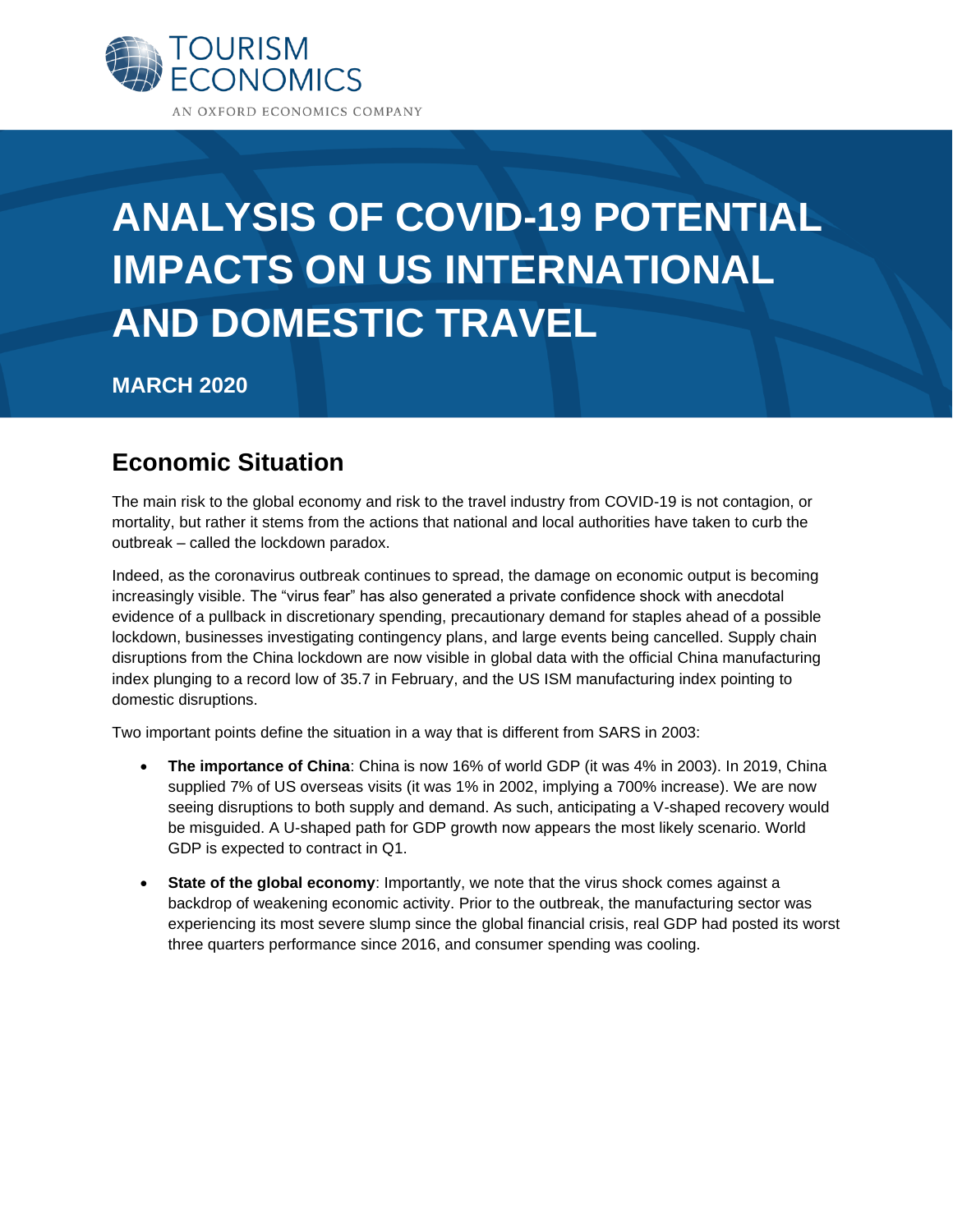TOURISM ECONOMICS

AN OXFORD ECONOMICS COMPANY

# ANALYSIS OF COVID-19 POTENTIAL IMPACTS ON US INTERNATIONAL AND DOMESTIC TRAVEL

**MARCH 2020**

## Economic Situation

The main risk to the global economy and risk to the travel industry from COVID-19 is not contagion, or mortality, but rather it stems from the actions that national and local authorities have taken to curb the outbreak – called the lockdown paradox.

Indeed, as the coronavirus outbreak continues to spread, the damage on economic output is becoming increasingly visible. The "virus fear" has also generated a private confidence shock with anecdotal evidence of a pullback in discretionary spending, precautionary demand for staples ahead of a possible lockdown, businesses investigating contingency plans, and large events being cancelled. Supply chain disruptions from the China lockdown are now visible in global data with the official China manufacturing index plunging to a record low of 35.7 in February, and the US ISM manufacturing index pointing to domestic disruptions.

Two important points define the situation in a way that is different from SARS in 2003:

- **The importance of China**: China is now 16% of world GDP (it was 4% in 2003). In 2019, China supplied 7% of US overseas visits (it was 1% in 2002, implying a 700% increase). We are now seeing disruptions to both supply and demand. As such, anticipating a V-shaped recovery would be misguided. A U-shaped path for GDP growth now appears the most likely scenario. World GDP is expected to contract in Q1.
- **State of the global economy**: Importantly, we note that the virus shock comes against a backdrop of weakening economic activity. Prior to the outbreak, the manufacturing sector was experiencing its most severe slump since the global financial crisis, real GDP had posted its worst three quarters performance since 2016, and consumer spending was cooling.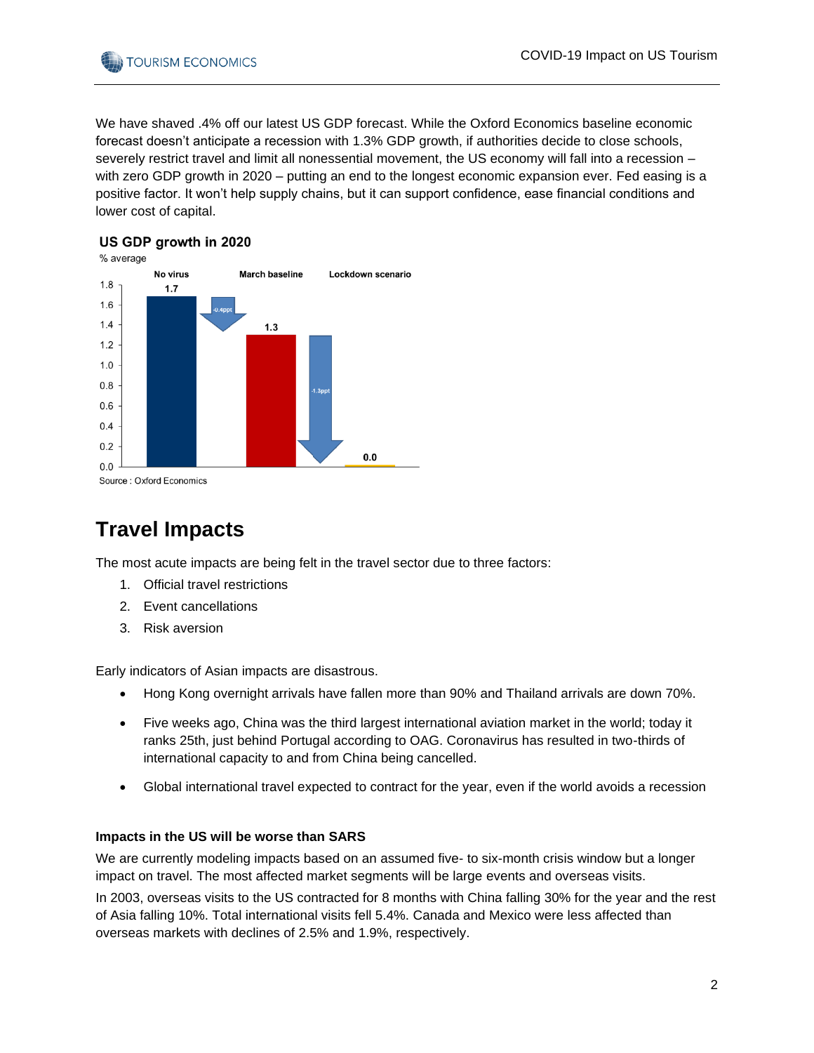We have shaved .4% off our latest US GDP forecast. While the Oxford Economics baseline economic forecast doesn't anticipate a recession with 1.3% GDP growth, if authorities decide to close schools, severely restrict travel and limit all nonessential movement, the US economy will fall into a recession – with zero GDP growth in 2020 – putting an end to the longest economic expansion ever. Fed easing is a positive factor. It won't help supply chains, but it can support confidence, ease financial conditions and lower cost of capital.

**US GDP growth in 2020**

% average

No virus
1.7
-0.4ppt
March baseline
1.3
-1.3ppt
Lockdown scenario
0.0

1.8
1.6
1.4
1.2
1.0
0.8
0.6
0.4
0.2
0.0

Source : Oxford Economics

# Travel Impacts

The most acute impacts are being felt in the travel sector due to three factors:

1. Official travel restrictions
2. Event cancellations
3. Risk aversion

Early indicators of Asian impacts are disastrous.

- Hong Kong overnight arrivals have fallen more than 90% and Thailand arrivals are down 70%.
- Five weeks ago, China was the third largest international aviation market in the world; today it ranks 25th, just behind Portugal according to OAG. Coronavirus has resulted in two-thirds of international capacity to and from China being cancelled.
- Global international travel expected to contract for the year, even if the world avoids a recession

### Impacts in the US will be worse than SARS

We are currently modeling impacts based on an assumed five- to six-month crisis window but a longer impact on travel. The most affected market segments will be large events and overseas visits.

In 2003, overseas visits to the US contracted for 8 months with China falling 30% for the year and the rest of Asia falling 10%. Total international visits fell 5.4%. Canada and Mexico were less affected than overseas markets with declines of 2.5% and 1.9%, respectively.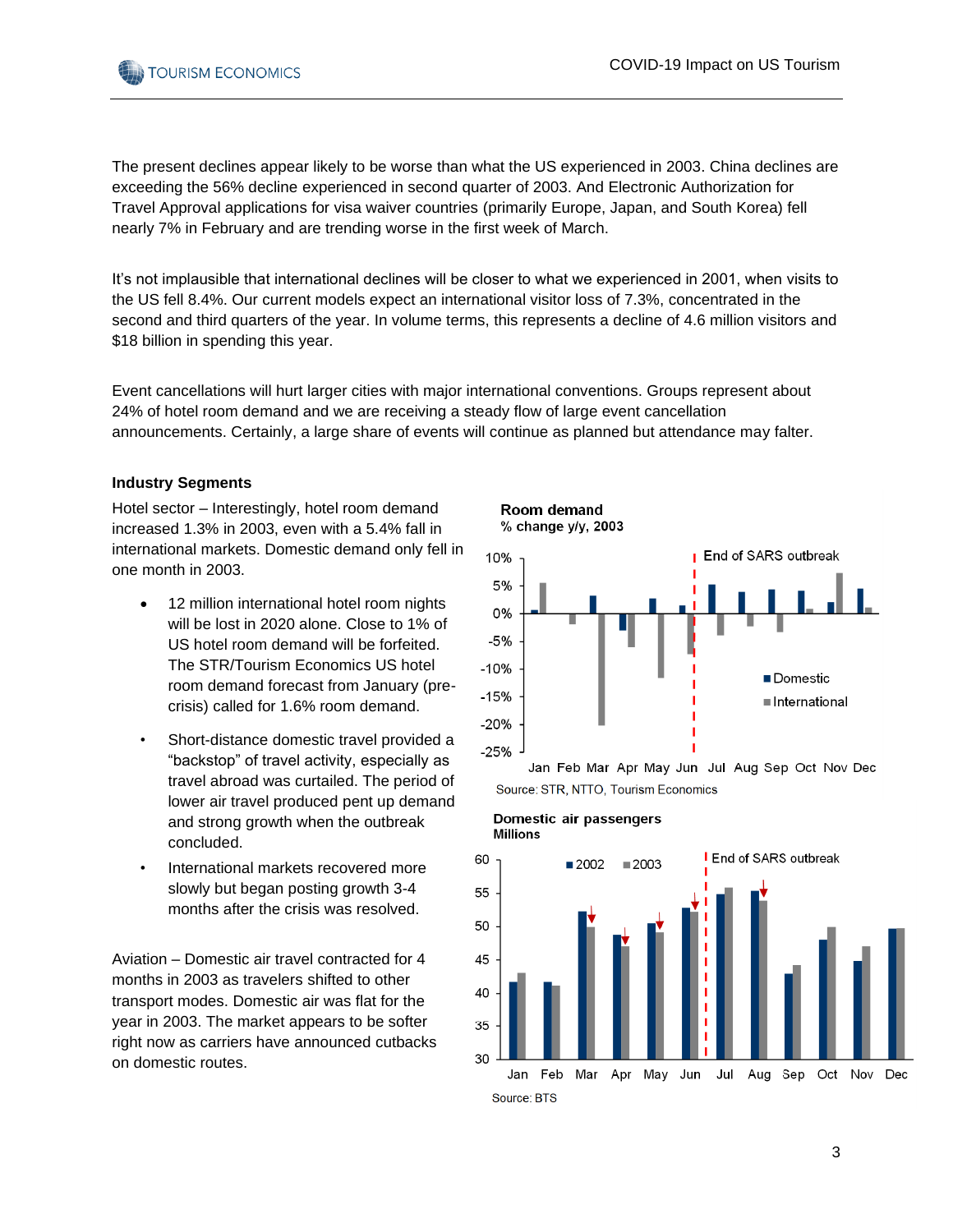The present declines appear likely to be worse than what the US experienced in 2003. China declines are exceeding the 56% decline experienced in second quarter of 2003. And Electronic Authorization for Travel Approval applications for visa waiver countries (primarily Europe, Japan, and South Korea) fell nearly 7% in February and are trending worse in the first week of March.

It's not implausible that international declines will be closer to what we experienced in 2001, when visits to the US fell 8.4%. Our current models expect an international visitor loss of 7.3%, concentrated in the second and third quarters of the year. In volume terms, this represents a decline of 4.6 million visitors and $18 billion in spending this year.

Event cancellations will hurt larger cities with major international conventions. Groups represent about 24% of hotel room demand and we are receiving a steady flow of large event cancellation announcements. Certainly, a large share of events will continue as planned but attendance may falter.

**Industry Segments**

Hotel sector – Interestingly, hotel room demand increased 1.3% in 2003, even with a 5.4% fall in international markets. Domestic demand only fell in one month in 2003.

- 12 million international hotel room nights will be lost in 2020 alone. Close to 1% of US hotel room demand will be forfeited. The STR/Tourism Economics US hotel room demand forecast from January (pre-crisis) called for 1.6% room demand.
- Short-distance domestic travel provided a "backstop" of travel activity, especially as travel abroad was curtailed. The period of lower air travel produced pent up demand and strong growth when the outbreak concluded.
- International markets recovered more slowly but began posting growth 3-4 months after the crisis was resolved.

Aviation – Domestic air travel contracted for 4 months in 2003 as travelers shifted to other transport modes. Domestic air was flat for the year in 2003. The market appears to be softer right now as carriers have announced cutbacks on domestic routes.

**Room demand**
% change y/y, 2003

End of SARS outbreak
10%
5%
0%
-5%
-10%
-15%
-20%
-25%
Jan Feb Mar Apr May Jun Jul Aug Sep Oct Nov Dec
Domestic
International

Source: STR, NTTO, Tourism Economics

**Domestic air passengers**
Millions

2002
2003
End of SARS outbreak
60
55
50
45
40
35
30
Jan Feb Mar Apr May Jun Jul Aug Sep Oct Nov Dec

Source: BTS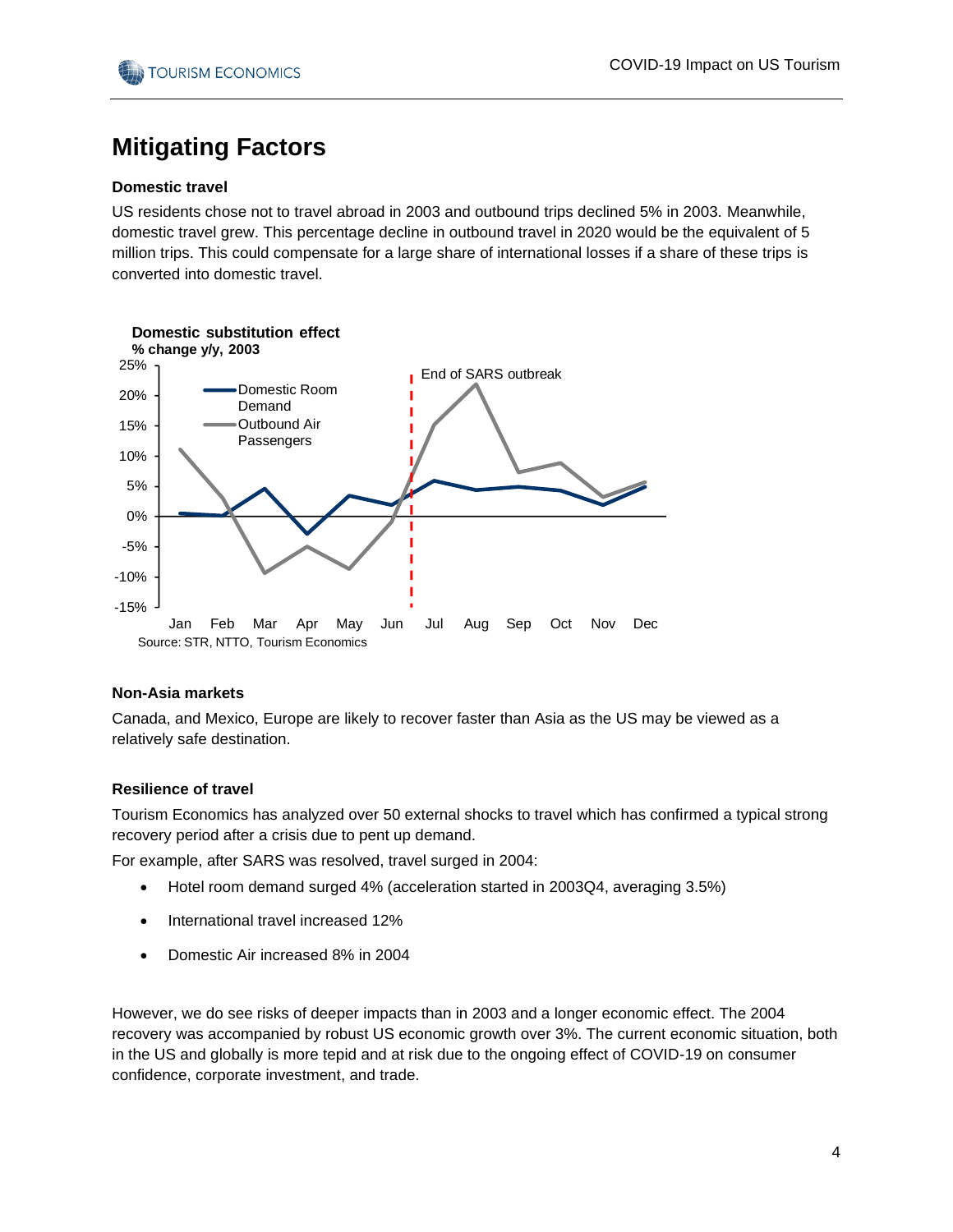# Mitigating Factors

**Domestic travel**

US residents chose not to travel abroad in 2003 and outbound trips declined 5% in 2003. Meanwhile, domestic travel grew. This percentage decline in outbound travel in 2020 would be the equivalent of 5 million trips. This could compensate for a large share of international losses if a share of these trips is converted into domestic travel.

**Domestic substitution effect**
**% change y/y, 2003**

25%
20%
15%
10%
5%
0%
-5%
-10%
-15%

Domestic Room Demand
Outbound Air Passengers
End of SARS outbreak

Jan Feb Mar Apr May Jun Jul Aug Sep Oct Nov Dec

Source: STR, NTTO, Tourism Economics

**Non-Asia markets**

Canada, and Mexico, Europe are likely to recover faster than Asia as the US may be viewed as a relatively safe destination.

**Resilience of travel**

Tourism Economics has analyzed over 50 external shocks to travel which has confirmed a typical strong recovery period after a crisis due to pent up demand.

For example, after SARS was resolved, travel surged in 2004:

- Hotel room demand surged 4% (acceleration started in 2003Q4, averaging 3.5%)
- International travel increased 12%
- Domestic Air increased 8% in 2004

However, we do see risks of deeper impacts than in 2003 and a longer economic effect. The 2004 recovery was accompanied by robust US economic growth over 3%. The current economic situation, both in the US and globally is more tepid and at risk due to the ongoing effect of COVID-19 on consumer confidence, corporate investment, and trade.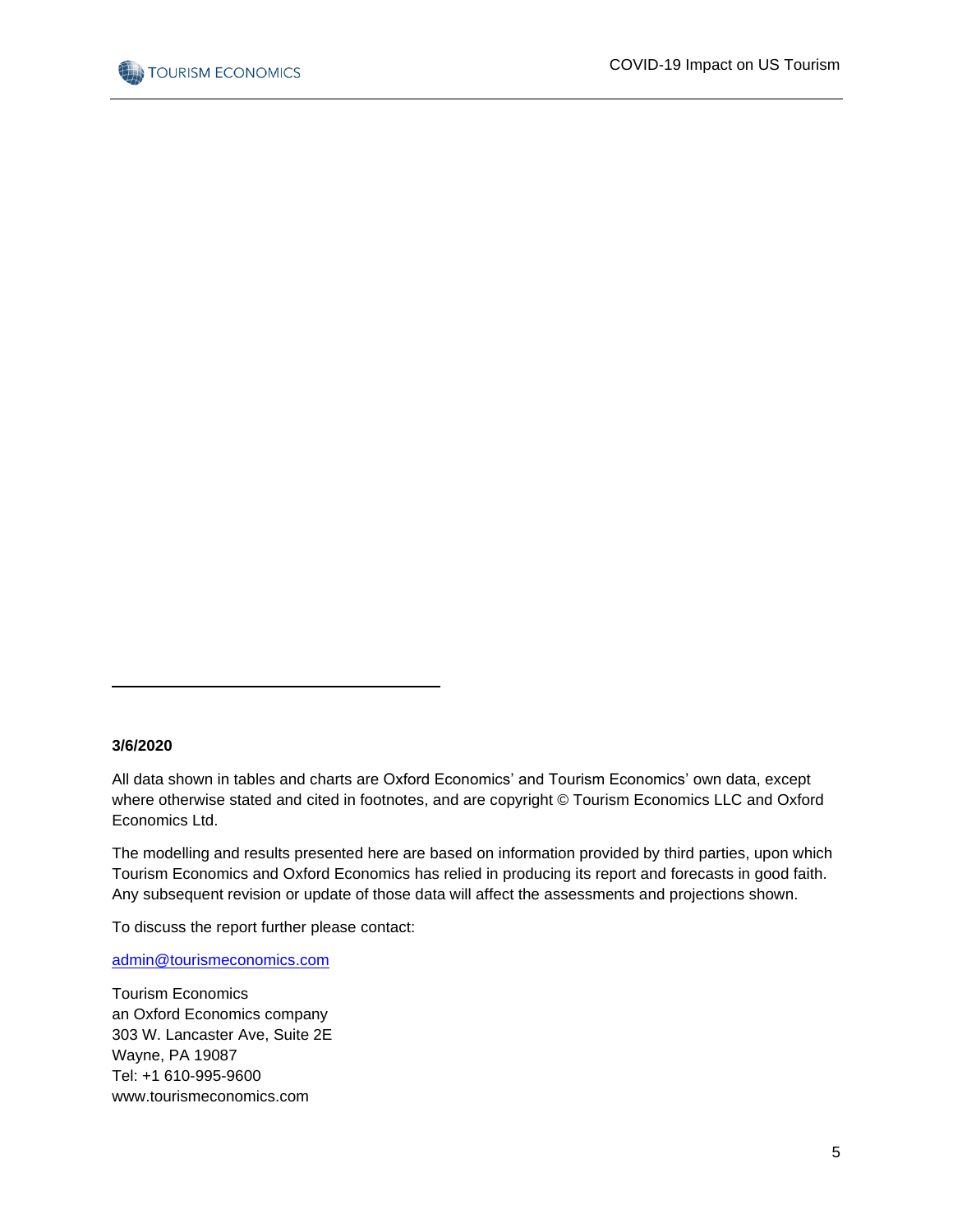**3/6/2020**

All data shown in tables and charts are Oxford Economics' and Tourism Economics' own data, except where otherwise stated and cited in footnotes, and are copyright © Tourism Economics LLC and Oxford Economics Ltd.

The modelling and results presented here are based on information provided by third parties, upon which Tourism Economics and Oxford Economics has relied in producing its report and forecasts in good faith. Any subsequent revision or update of those data will affect the assessments and projections shown.

To discuss the report further please contact:

admin@tourismeconomics.com

Tourism Economics  
an Oxford Economics company  
303 W. Lancaster Ave, Suite 2E  
Wayne, PA 19087  
Tel: +1 610-995-9600  
www.tourismeconomics.com